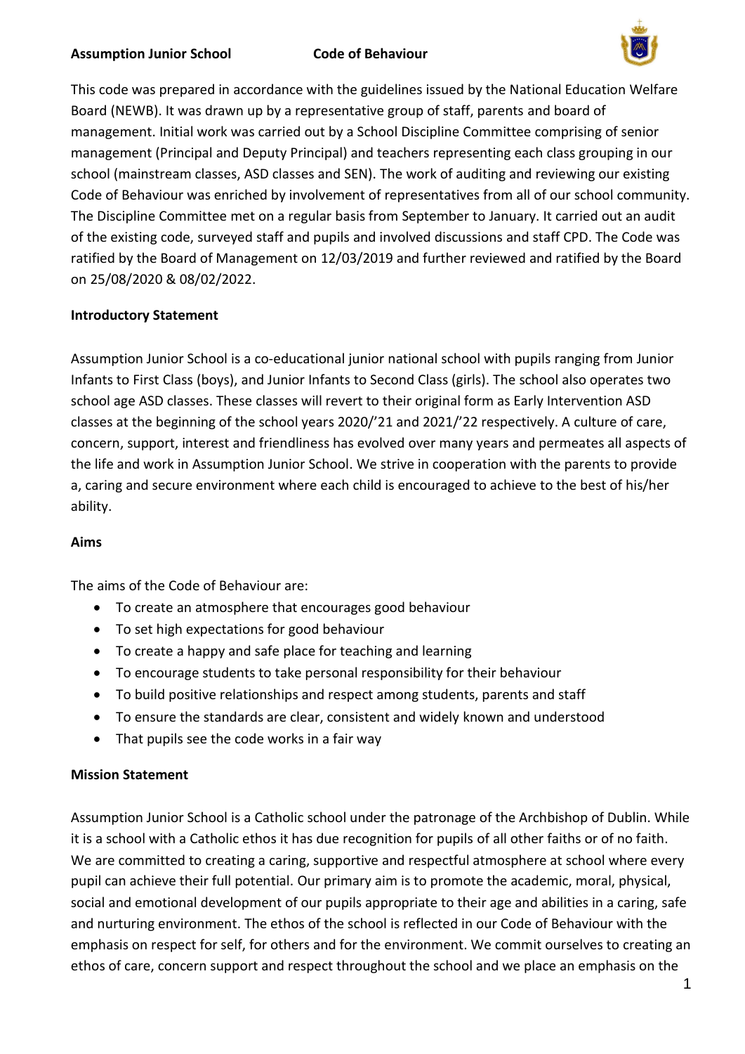**Assumption Junior School** **Code of Behaviour**

This code was prepared in accordance with the guidelines issued by the National Education Welfare Board (NEWB). It was drawn up by a representative group of staff, parents and board of management. Initial work was carried out by a School Discipline Committee comprising of senior management (Principal and Deputy Principal) and teachers representing each class grouping in our school (mainstream classes, ASD classes and SEN). The work of auditing and reviewing our existing Code of Behaviour was enriched by involvement of representatives from all of our school community. The Discipline Committee met on a regular basis from September to January. It carried out an audit of the existing code, surveyed staff and pupils and involved discussions and staff CPD. The Code was ratified by the Board of Management on 12/03/2019 and further reviewed and ratified by the Board on 25/08/2020 & 08/02/2022.

## Introductory Statement

Assumption Junior School is a co-educational junior national school with pupils ranging from Junior Infants to First Class (boys), and Junior Infants to Second Class (girls). The school also operates two school age ASD classes. These classes will revert to their original form as Early Intervention ASD classes at the beginning of the school years 2020/'21 and 2021/'22 respectively. A culture of care, concern, support, interest and friendliness has evolved over many years and permeates all aspects of the life and work in Assumption Junior School. We strive in cooperation with the parents to provide a, caring and secure environment where each child is encouraged to achieve to the best of his/her ability.

## Aims

The aims of the Code of Behaviour are:

- To create an atmosphere that encourages good behaviour
- To set high expectations for good behaviour
- To create a happy and safe place for teaching and learning
- To encourage students to take personal responsibility for their behaviour
- To build positive relationships and respect among students, parents and staff
- To ensure the standards are clear, consistent and widely known and understood
- That pupils see the code works in a fair way

## Mission Statement

Assumption Junior School is a Catholic school under the patronage of the Archbishop of Dublin. While it is a school with a Catholic ethos it has due recognition for pupils of all other faiths or of no faith. We are committed to creating a caring, supportive and respectful atmosphere at school where every pupil can achieve their full potential. Our primary aim is to promote the academic, moral, physical, social and emotional development of our pupils appropriate to their age and abilities in a caring, safe and nurturing environment. The ethos of the school is reflected in our Code of Behaviour with the emphasis on respect for self, for others and for the environment. We commit ourselves to creating an ethos of care, concern support and respect throughout the school and we place an emphasis on the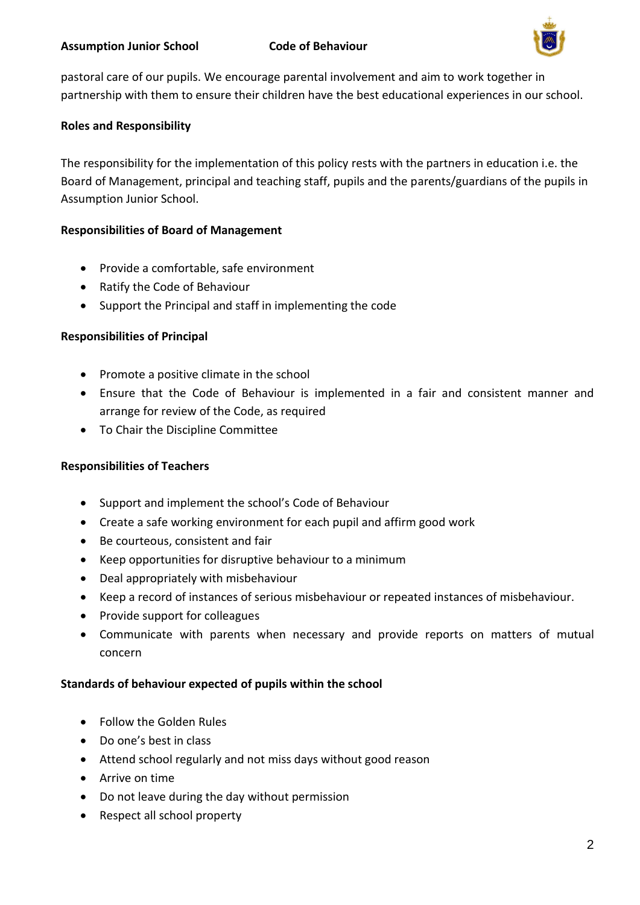pastoral care of our pupils. We encourage parental involvement and aim to work together in partnership with them to ensure their children have the best educational experiences in our school.

**Roles and Responsibility**

The responsibility for the implementation of this policy rests with the partners in education i.e. the Board of Management, principal and teaching staff, pupils and the parents/guardians of the pupils in Assumption Junior School.

**Responsibilities of Board of Management**

- Provide a comfortable, safe environment
- Ratify the Code of Behaviour
- Support the Principal and staff in implementing the code

**Responsibilities of Principal**

- Promote a positive climate in the school
- Ensure that the Code of Behaviour is implemented in a fair and consistent manner and arrange for review of the Code, as required
- To Chair the Discipline Committee

**Responsibilities of Teachers**

- Support and implement the school's Code of Behaviour
- Create a safe working environment for each pupil and affirm good work
- Be courteous, consistent and fair
- Keep opportunities for disruptive behaviour to a minimum
- Deal appropriately with misbehaviour
- Keep a record of instances of serious misbehaviour or repeated instances of misbehaviour.
- Provide support for colleagues
- Communicate with parents when necessary and provide reports on matters of mutual concern

**Standards of behaviour expected of pupils within the school**

- Follow the Golden Rules
- Do one's best in class
- Attend school regularly and not miss days without good reason
- Arrive on time
- Do not leave during the day without permission
- Respect all school property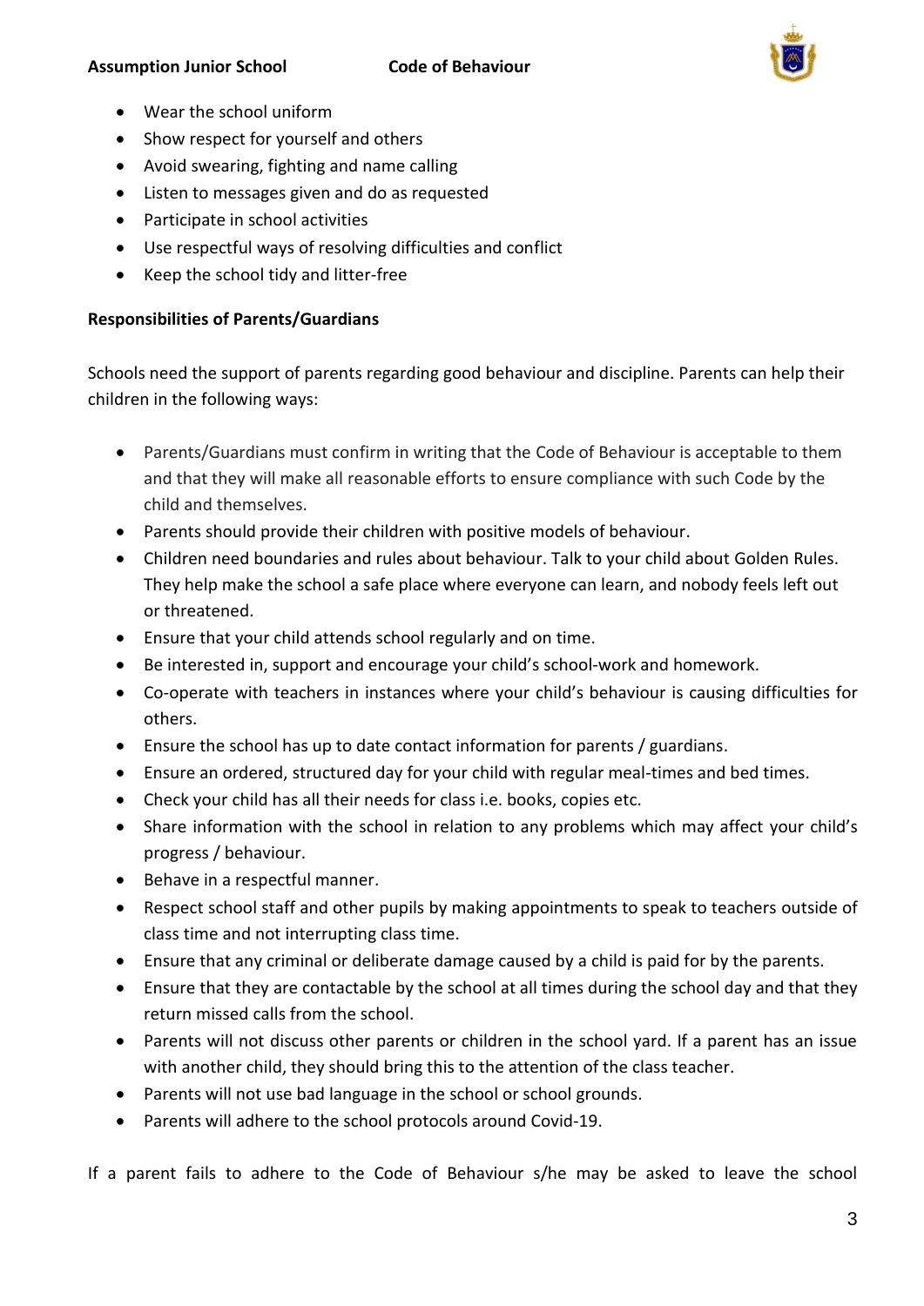- Wear the school uniform
- Show respect for yourself and others
- Avoid swearing, fighting and name calling
- Listen to messages given and do as requested
- Participate in school activities
- Use respectful ways of resolving difficulties and conflict
- Keep the school tidy and litter-free

**Responsibilities of Parents/Guardians**

Schools need the support of parents regarding good behaviour and discipline. Parents can help their children in the following ways:

- Parents/Guardians must confirm in writing that the Code of Behaviour is acceptable to them and that they will make all reasonable efforts to ensure compliance with such Code by the child and themselves.
- Parents should provide their children with positive models of behaviour.
- Children need boundaries and rules about behaviour. Talk to your child about Golden Rules. They help make the school a safe place where everyone can learn, and nobody feels left out or threatened.
- Ensure that your child attends school regularly and on time.
- Be interested in, support and encourage your child's school-work and homework.
- Co-operate with teachers in instances where your child's behaviour is causing difficulties for others.
- Ensure the school has up to date contact information for parents / guardians.
- Ensure an ordered, structured day for your child with regular meal-times and bed times.
- Check your child has all their needs for class i.e. books, copies etc.
- Share information with the school in relation to any problems which may affect your child's progress / behaviour.
- Behave in a respectful manner.
- Respect school staff and other pupils by making appointments to speak to teachers outside of class time and not interrupting class time.
- Ensure that any criminal or deliberate damage caused by a child is paid for by the parents.
- Ensure that they are contactable by the school at all times during the school day and that they return missed calls from the school.
- Parents will not discuss other parents or children in the school yard. If a parent has an issue with another child, they should bring this to the attention of the class teacher.
- Parents will not use bad language in the school or school grounds.
- Parents will adhere to the school protocols around Covid-19.

If a parent fails to adhere to the Code of Behaviour s/he may be asked to leave the school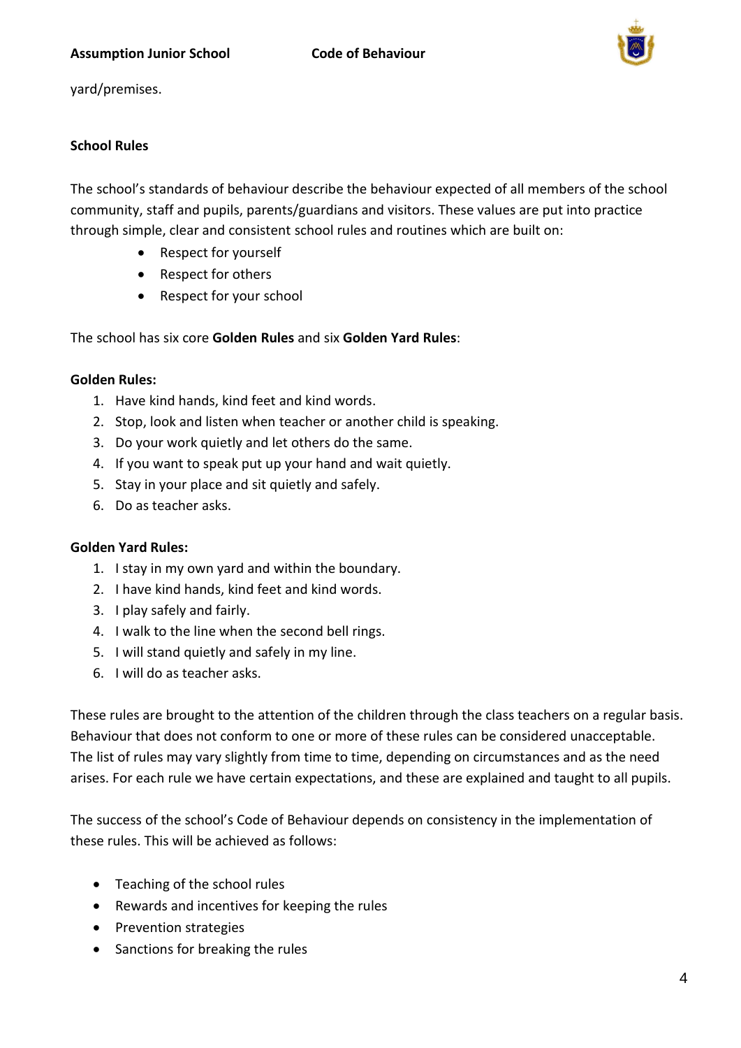yard/premises.

**School Rules**

The school's standards of behaviour describe the behaviour expected of all members of the school community, staff and pupils, parents/guardians and visitors. These values are put into practice through simple, clear and consistent school rules and routines which are built on:

- Respect for yourself
- Respect for others
- Respect for your school

The school has six core **Golden Rules** and six **Golden Yard Rules**:

**Golden Rules:**

1. Have kind hands, kind feet and kind words.
2. Stop, look and listen when teacher or another child is speaking.
3. Do your work quietly and let others do the same.
4. If you want to speak put up your hand and wait quietly.
5. Stay in your place and sit quietly and safely.
6. Do as teacher asks.

**Golden Yard Rules:**

1. I stay in my own yard and within the boundary.
2. I have kind hands, kind feet and kind words.
3. I play safely and fairly.
4. I walk to the line when the second bell rings.
5. I will stand quietly and safely in my line.
6. I will do as teacher asks.

These rules are brought to the attention of the children through the class teachers on a regular basis. Behaviour that does not conform to one or more of these rules can be considered unacceptable. The list of rules may vary slightly from time to time, depending on circumstances and as the need arises. For each rule we have certain expectations, and these are explained and taught to all pupils.

The success of the school's Code of Behaviour depends on consistency in the implementation of these rules. This will be achieved as follows:

- Teaching of the school rules
- Rewards and incentives for keeping the rules
- Prevention strategies
- Sanctions for breaking the rules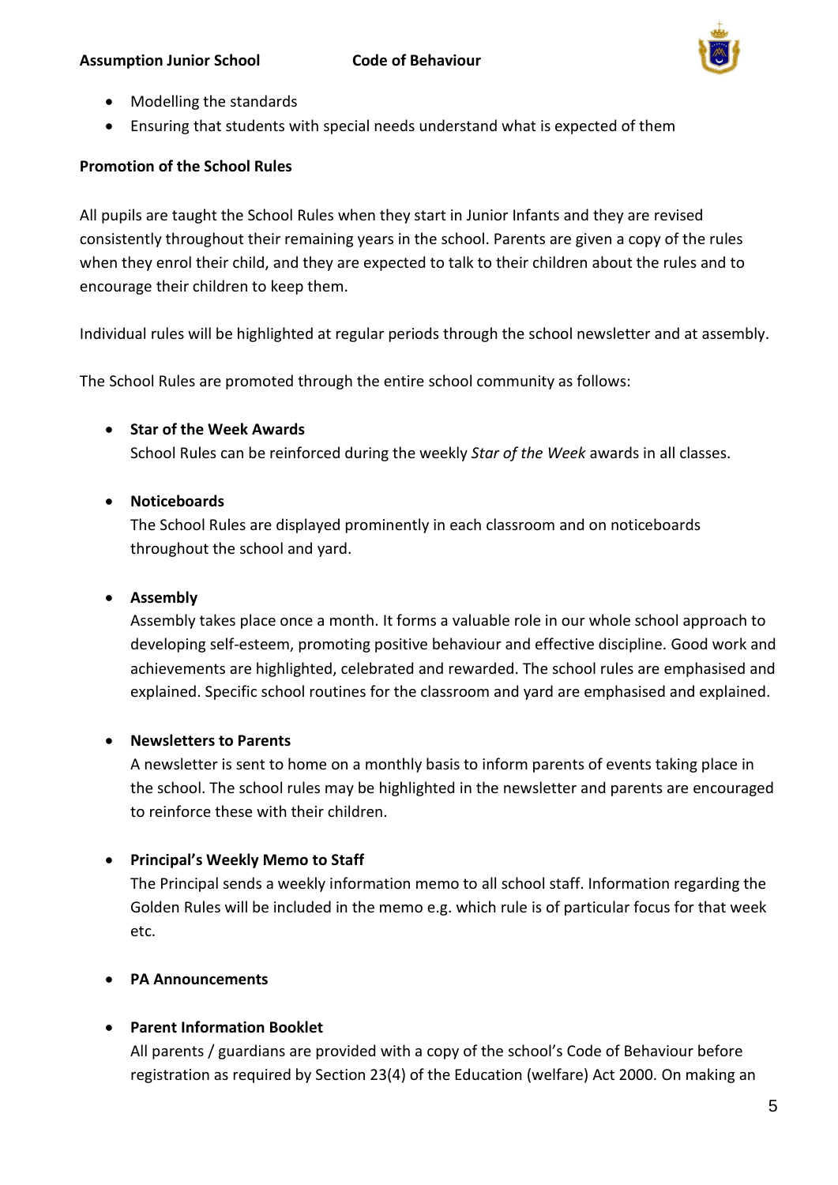- Modelling the standards
- Ensuring that students with special needs understand what is expected of them

**Promotion of the School Rules**

All pupils are taught the School Rules when they start in Junior Infants and they are revised consistently throughout their remaining years in the school. Parents are given a copy of the rules when they enrol their child, and they are expected to talk to their children about the rules and to encourage their children to keep them.

Individual rules will be highlighted at regular periods through the school newsletter and at assembly.

The School Rules are promoted through the entire school community as follows:

- **Star of the Week Awards**
  School Rules can be reinforced during the weekly *Star of the Week* awards in all classes.

- **Noticeboards**
  The School Rules are displayed prominently in each classroom and on noticeboards throughout the school and yard.

- **Assembly**
  Assembly takes place once a month. It forms a valuable role in our whole school approach to developing self-esteem, promoting positive behaviour and effective discipline. Good work and achievements are highlighted, celebrated and rewarded. The school rules are emphasised and explained. Specific school routines for the classroom and yard are emphasised and explained.

- **Newsletters to Parents**
  A newsletter is sent to home on a monthly basis to inform parents of events taking place in the school. The school rules may be highlighted in the newsletter and parents are encouraged to reinforce these with their children.

- **Principal's Weekly Memo to Staff**
  The Principal sends a weekly information memo to all school staff. Information regarding the Golden Rules will be included in the memo e.g. which rule is of particular focus for that week etc.

- **PA Announcements**

- **Parent Information Booklet**
  All parents / guardians are provided with a copy of the school's Code of Behaviour before registration as required by Section 23(4) of the Education (welfare) Act 2000. On making an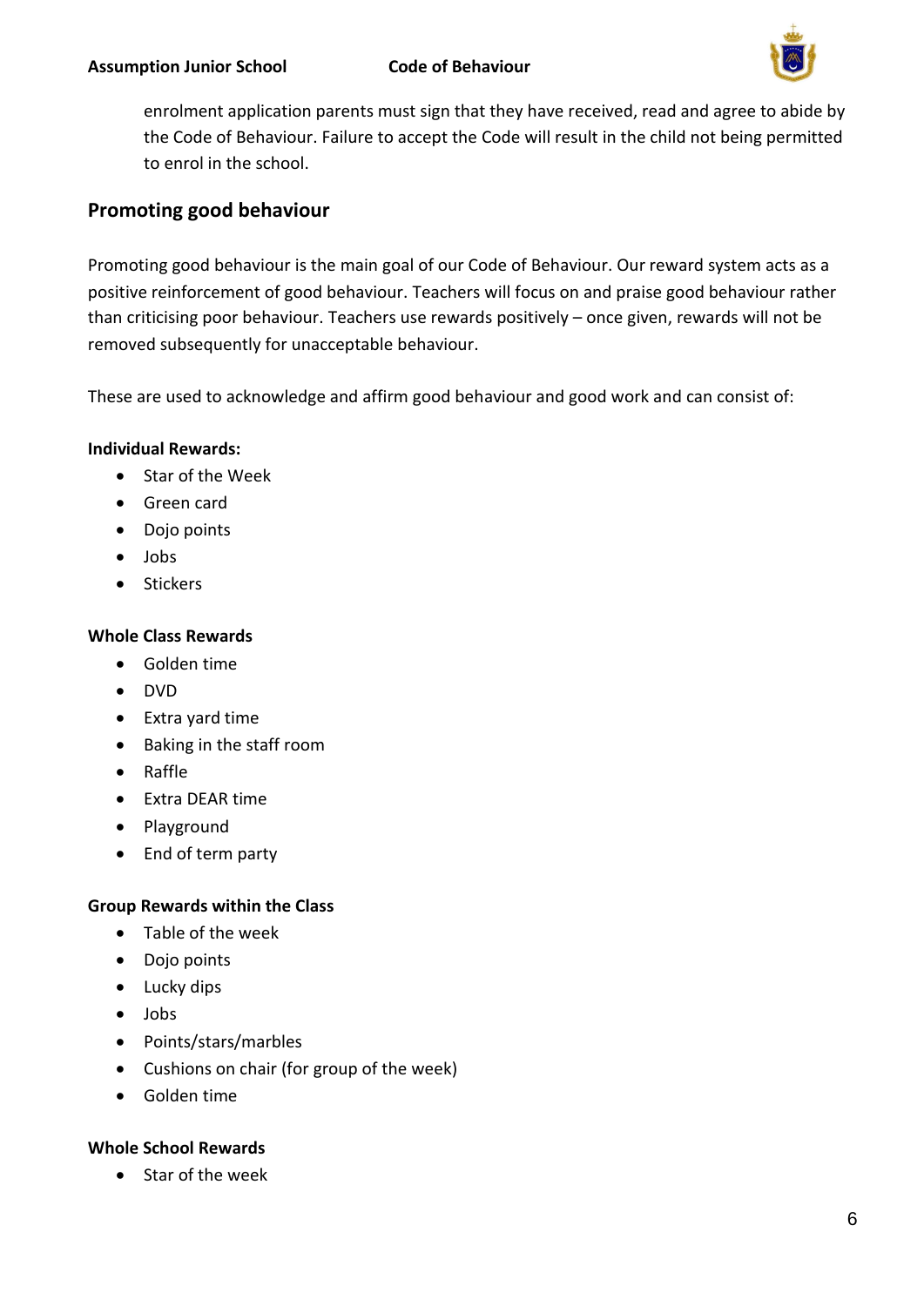enrolment application parents must sign that they have received, read and agree to abide by the Code of Behaviour. Failure to accept the Code will result in the child not being permitted to enrol in the school.

## Promoting good behaviour

Promoting good behaviour is the main goal of our Code of Behaviour. Our reward system acts as a positive reinforcement of good behaviour. Teachers will focus on and praise good behaviour rather than criticising poor behaviour. Teachers use rewards positively – once given, rewards will not be removed subsequently for unacceptable behaviour.

These are used to acknowledge and affirm good behaviour and good work and can consist of:

**Individual Rewards:**

- Star of the Week
- Green card
- Dojo points
- Jobs
- Stickers

**Whole Class Rewards**

- Golden time
- DVD
- Extra yard time
- Baking in the staff room
- Raffle
- Extra DEAR time
- Playground
- End of term party

**Group Rewards within the Class**

- Table of the week
- Dojo points
- Lucky dips
- Jobs
- Points/stars/marbles
- Cushions on chair (for group of the week)
- Golden time

**Whole School Rewards**

- Star of the week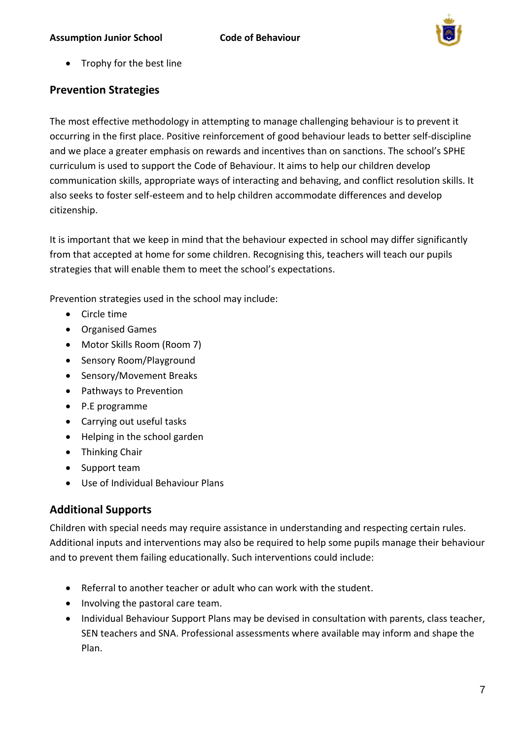- Trophy for the best line

## Prevention Strategies

The most effective methodology in attempting to manage challenging behaviour is to prevent it occurring in the first place. Positive reinforcement of good behaviour leads to better self-discipline and we place a greater emphasis on rewards and incentives than on sanctions. The school's SPHE curriculum is used to support the Code of Behaviour. It aims to help our children develop communication skills, appropriate ways of interacting and behaving, and conflict resolution skills. It also seeks to foster self-esteem and to help children accommodate differences and develop citizenship.

It is important that we keep in mind that the behaviour expected in school may differ significantly from that accepted at home for some children. Recognising this, teachers will teach our pupils strategies that will enable them to meet the school's expectations.

Prevention strategies used in the school may include:

- Circle time
- Organised Games
- Motor Skills Room (Room 7)
- Sensory Room/Playground
- Sensory/Movement Breaks
- Pathways to Prevention
- P.E programme
- Carrying out useful tasks
- Helping in the school garden
- Thinking Chair
- Support team
- Use of Individual Behaviour Plans

## Additional Supports

Children with special needs may require assistance in understanding and respecting certain rules. Additional inputs and interventions may also be required to help some pupils manage their behaviour and to prevent them failing educationally. Such interventions could include:

- Referral to another teacher or adult who can work with the student.
- Involving the pastoral care team.
- Individual Behaviour Support Plans may be devised in consultation with parents, class teacher, SEN teachers and SNA. Professional assessments where available may inform and shape the Plan.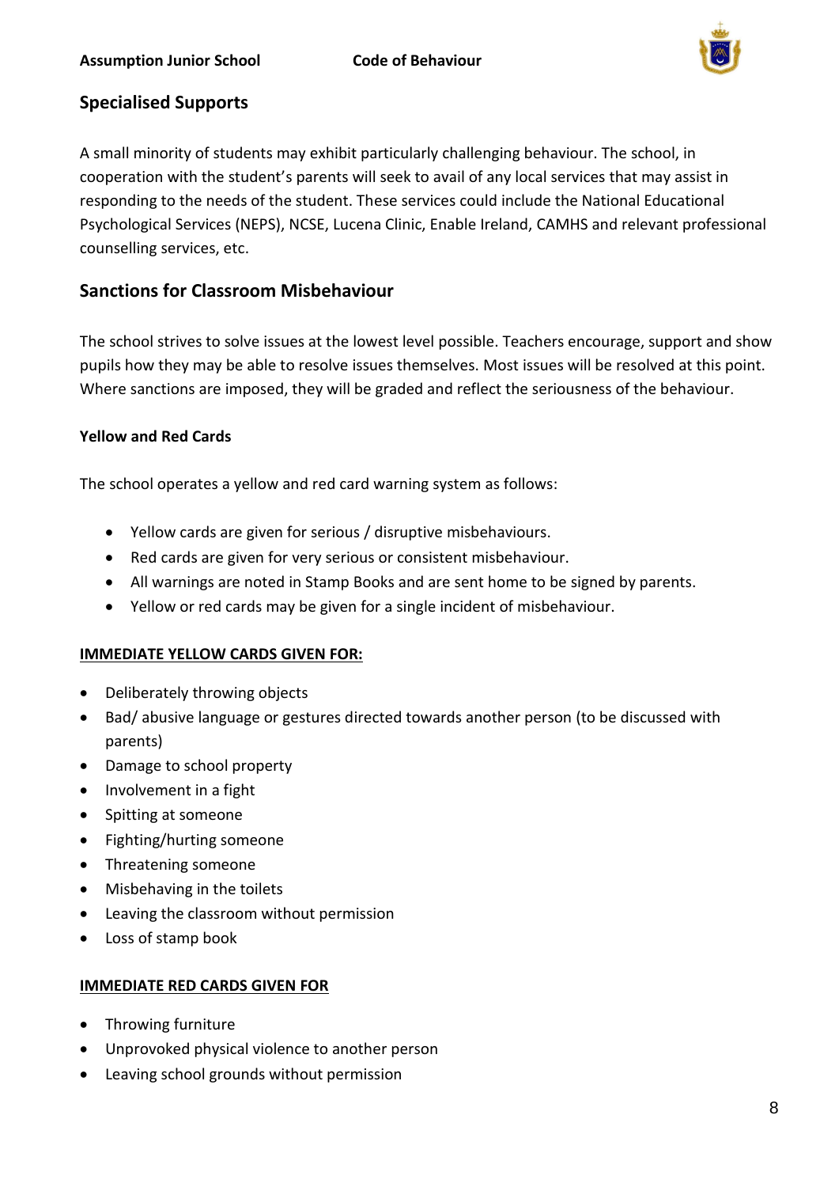## Specialised Supports

A small minority of students may exhibit particularly challenging behaviour. The school, in cooperation with the student's parents will seek to avail of any local services that may assist in responding to the needs of the student. These services could include the National Educational Psychological Services (NEPS), NCSE, Lucena Clinic, Enable Ireland, CAMHS and relevant professional counselling services, etc.

## Sanctions for Classroom Misbehaviour

The school strives to solve issues at the lowest level possible. Teachers encourage, support and show pupils how they may be able to resolve issues themselves. Most issues will be resolved at this point. Where sanctions are imposed, they will be graded and reflect the seriousness of the behaviour.

### Yellow and Red Cards

The school operates a yellow and red card warning system as follows:

- Yellow cards are given for serious / disruptive misbehaviours.
- Red cards are given for very serious or consistent misbehaviour.
- All warnings are noted in Stamp Books and are sent home to be signed by parents.
- Yellow or red cards may be given for a single incident of misbehaviour.

**IMMEDIATE YELLOW CARDS GIVEN FOR:**

- Deliberately throwing objects
- Bad/ abusive language or gestures directed towards another person (to be discussed with parents)
- Damage to school property
- Involvement in a fight
- Spitting at someone
- Fighting/hurting someone
- Threatening someone
- Misbehaving in the toilets
- Leaving the classroom without permission
- Loss of stamp book

**IMMEDIATE RED CARDS GIVEN FOR**

- Throwing furniture
- Unprovoked physical violence to another person
- Leaving school grounds without permission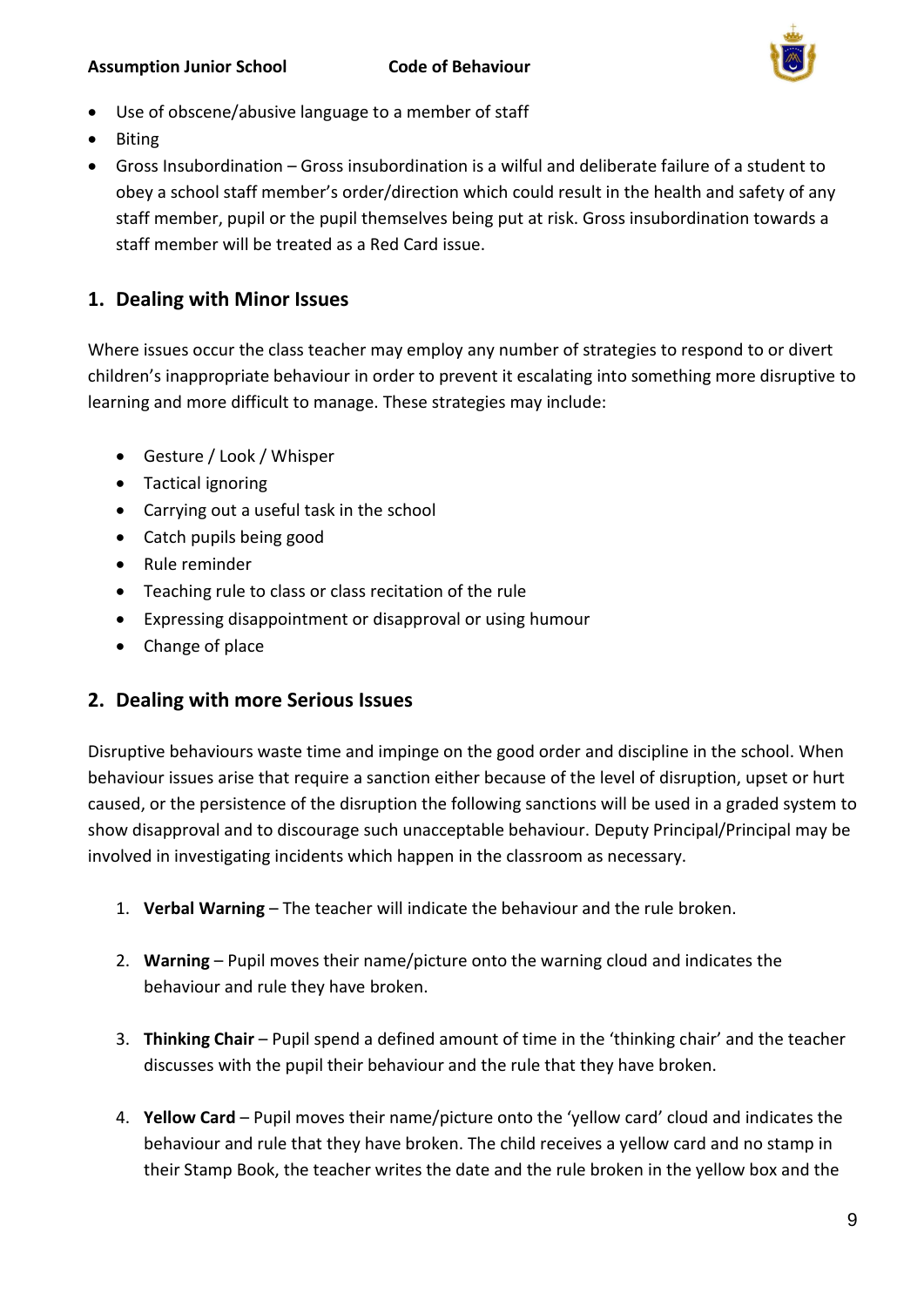- Use of obscene/abusive language to a member of staff
- Biting
- Gross Insubordination – Gross insubordination is a wilful and deliberate failure of a student to obey a school staff member's order/direction which could result in the health and safety of any staff member, pupil or the pupil themselves being put at risk. Gross insubordination towards a staff member will be treated as a Red Card issue.

## 1. Dealing with Minor Issues

Where issues occur the class teacher may employ any number of strategies to respond to or divert children's inappropriate behaviour in order to prevent it escalating into something more disruptive to learning and more difficult to manage. These strategies may include:

- Gesture / Look / Whisper
- Tactical ignoring
- Carrying out a useful task in the school
- Catch pupils being good
- Rule reminder
- Teaching rule to class or class recitation of the rule
- Expressing disappointment or disapproval or using humour
- Change of place

## 2. Dealing with more Serious Issues

Disruptive behaviours waste time and impinge on the good order and discipline in the school. When behaviour issues arise that require a sanction either because of the level of disruption, upset or hurt caused, or the persistence of the disruption the following sanctions will be used in a graded system to show disapproval and to discourage such unacceptable behaviour. Deputy Principal/Principal may be involved in investigating incidents which happen in the classroom as necessary.

1. **Verbal Warning** – The teacher will indicate the behaviour and the rule broken.

2. **Warning** – Pupil moves their name/picture onto the warning cloud and indicates the behaviour and rule they have broken.

3. **Thinking Chair** – Pupil spend a defined amount of time in the 'thinking chair' and the teacher discusses with the pupil their behaviour and the rule that they have broken.

4. **Yellow Card** – Pupil moves their name/picture onto the 'yellow card' cloud and indicates the behaviour and rule that they have broken. The child receives a yellow card and no stamp in their Stamp Book, the teacher writes the date and the rule broken in the yellow box and the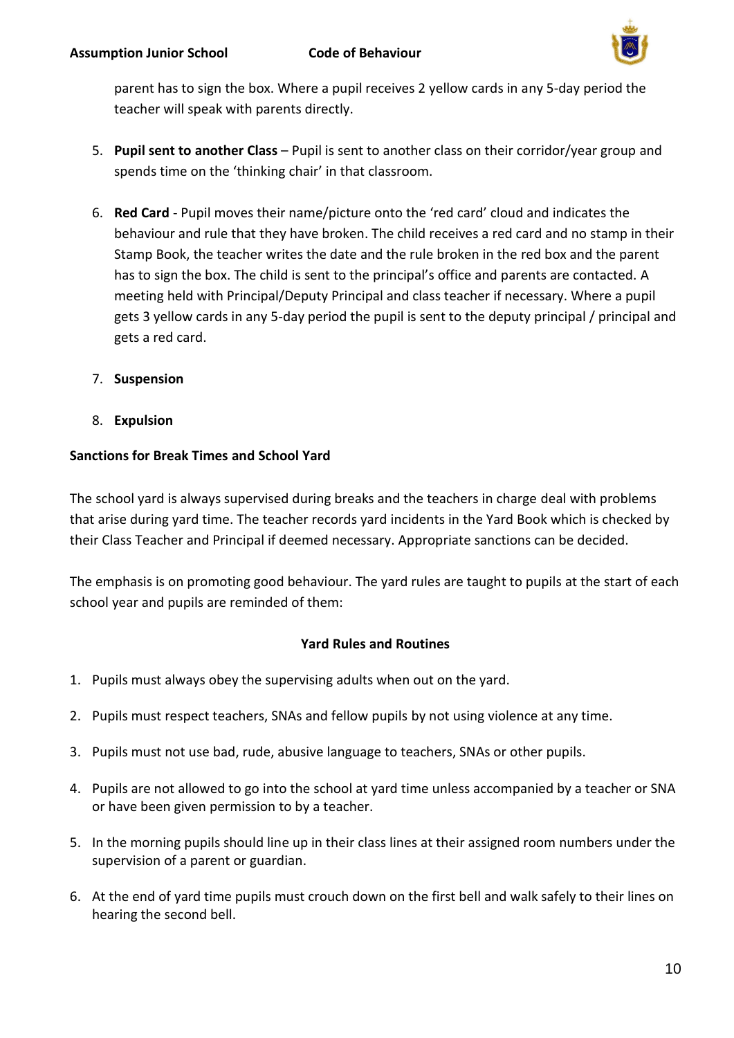parent has to sign the box. Where a pupil receives 2 yellow cards in any 5-day period the teacher will speak with parents directly.

5. **Pupil sent to another Class** – Pupil is sent to another class on their corridor/year group and spends time on the 'thinking chair' in that classroom.

6. **Red Card** - Pupil moves their name/picture onto the 'red card' cloud and indicates the behaviour and rule that they have broken. The child receives a red card and no stamp in their Stamp Book, the teacher writes the date and the rule broken in the red box and the parent has to sign the box. The child is sent to the principal's office and parents are contacted. A meeting held with Principal/Deputy Principal and class teacher if necessary. Where a pupil gets 3 yellow cards in any 5-day period the pupil is sent to the deputy principal / principal and gets a red card.

7. **Suspension**

8. **Expulsion**

**Sanctions for Break Times and School Yard**

The school yard is always supervised during breaks and the teachers in charge deal with problems that arise during yard time. The teacher records yard incidents in the Yard Book which is checked by their Class Teacher and Principal if deemed necessary. Appropriate sanctions can be decided.

The emphasis is on promoting good behaviour. The yard rules are taught to pupils at the start of each school year and pupils are reminded of them:

**Yard Rules and Routines**

1. Pupils must always obey the supervising adults when out on the yard.
2. Pupils must respect teachers, SNAs and fellow pupils by not using violence at any time.
3. Pupils must not use bad, rude, abusive language to teachers, SNAs or other pupils.
4. Pupils are not allowed to go into the school at yard time unless accompanied by a teacher or SNA or have been given permission to by a teacher.
5. In the morning pupils should line up in their class lines at their assigned room numbers under the supervision of a parent or guardian.
6. At the end of yard time pupils must crouch down on the first bell and walk safely to their lines on hearing the second bell.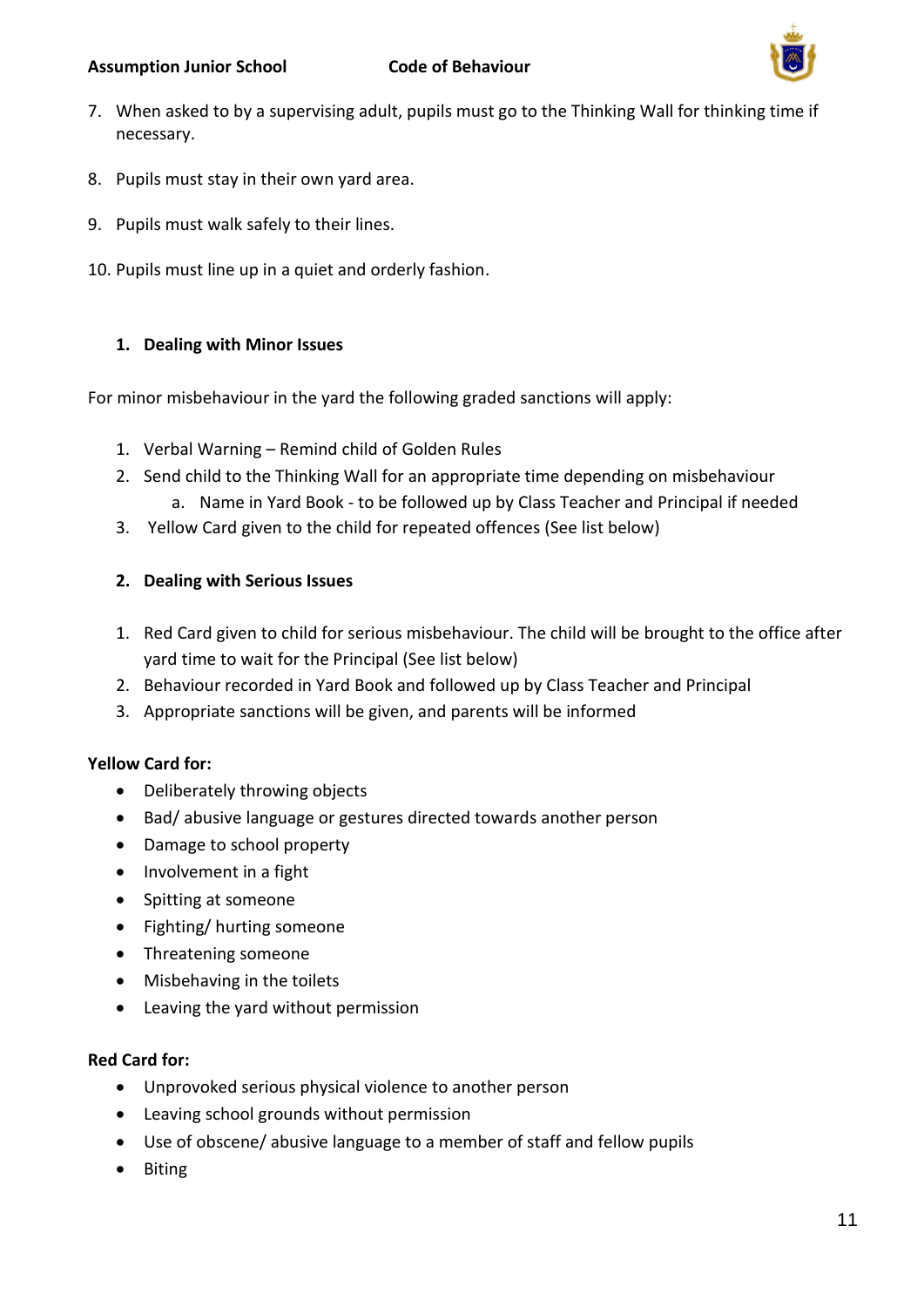7. When asked to by a supervising adult, pupils must go to the Thinking Wall for thinking time if necessary.

8. Pupils must stay in their own yard area.

9. Pupils must walk safely to their lines.

10. Pupils must line up in a quiet and orderly fashion.

### 1. Dealing with Minor Issues

For minor misbehaviour in the yard the following graded sanctions will apply:

1. Verbal Warning – Remind child of Golden Rules
2. Send child to the Thinking Wall for an appropriate time depending on misbehaviour
   a. Name in Yard Book - to be followed up by Class Teacher and Principal if needed
3. Yellow Card given to the child for repeated offences (See list below)

### 2. Dealing with Serious Issues

1. Red Card given to child for serious misbehaviour. The child will be brought to the office after yard time to wait for the Principal (See list below)
2. Behaviour recorded in Yard Book and followed up by Class Teacher and Principal
3. Appropriate sanctions will be given, and parents will be informed

**Yellow Card for:**

- Deliberately throwing objects
- Bad/ abusive language or gestures directed towards another person
- Damage to school property
- Involvement in a fight
- Spitting at someone
- Fighting/ hurting someone
- Threatening someone
- Misbehaving in the toilets
- Leaving the yard without permission

**Red Card for:**

- Unprovoked serious physical violence to another person
- Leaving school grounds without permission
- Use of obscene/ abusive language to a member of staff and fellow pupils
- Biting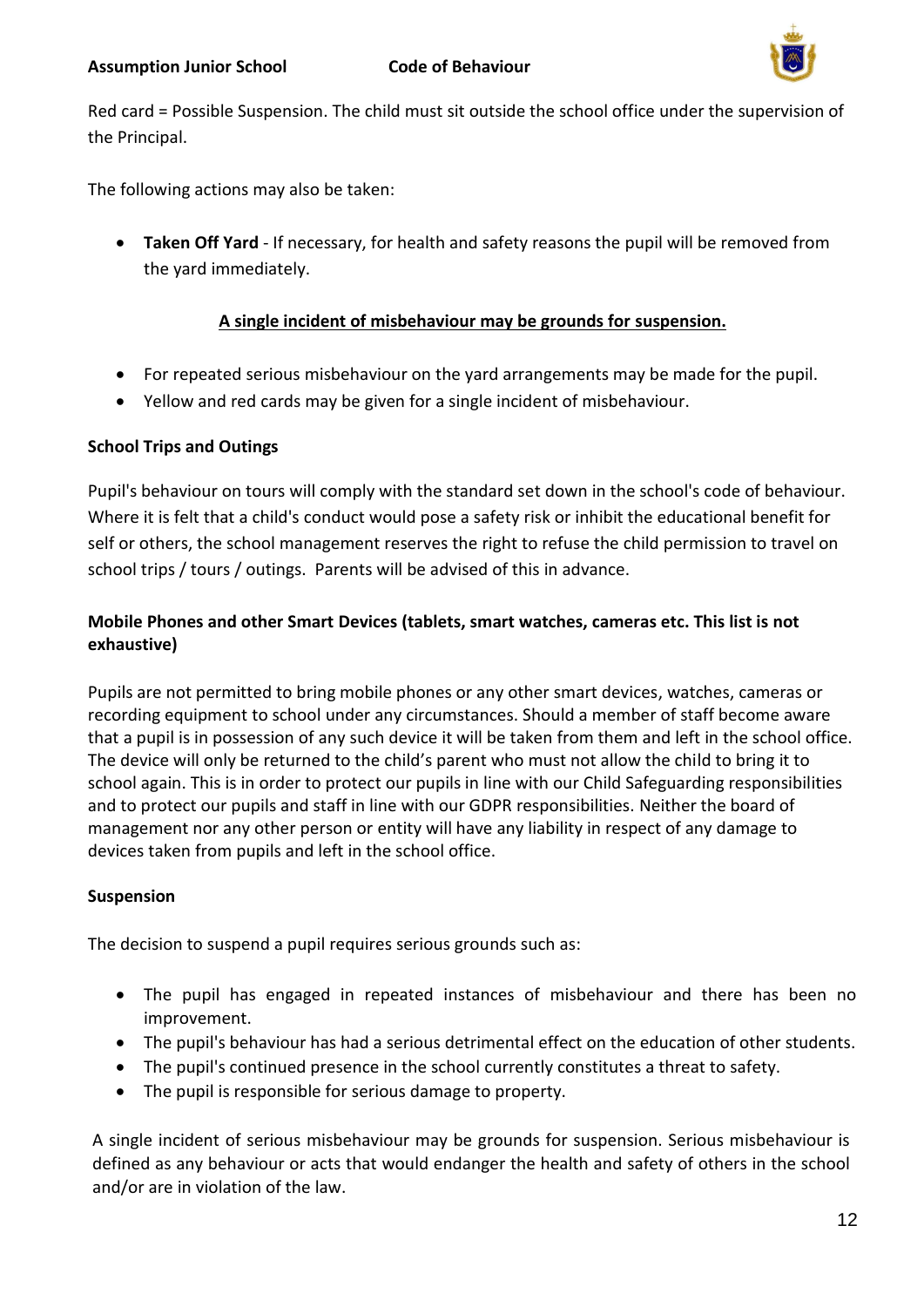Red card = Possible Suspension. The child must sit outside the school office under the supervision of the Principal.

The following actions may also be taken:

- **Taken Off Yard** - If necessary, for health and safety reasons the pupil will be removed from the yard immediately.

<u>**A single incident of misbehaviour may be grounds for suspension.**</u>

- For repeated serious misbehaviour on the yard arrangements may be made for the pupil.
- Yellow and red cards may be given for a single incident of misbehaviour.

**School Trips and Outings**

Pupil's behaviour on tours will comply with the standard set down in the school's code of behaviour. Where it is felt that a child's conduct would pose a safety risk or inhibit the educational benefit for self or others, the school management reserves the right to refuse the child permission to travel on school trips / tours / outings. Parents will be advised of this in advance.

**Mobile Phones and other Smart Devices (tablets, smart watches, cameras etc. This list is not exhaustive)**

Pupils are not permitted to bring mobile phones or any other smart devices, watches, cameras or recording equipment to school under any circumstances. Should a member of staff become aware that a pupil is in possession of any such device it will be taken from them and left in the school office. The device will only be returned to the child's parent who must not allow the child to bring it to school again. This is in order to protect our pupils in line with our Child Safeguarding responsibilities and to protect our pupils and staff in line with our GDPR responsibilities. Neither the board of management nor any other person or entity will have any liability in respect of any damage to devices taken from pupils and left in the school office.

**Suspension**

The decision to suspend a pupil requires serious grounds such as:

- The pupil has engaged in repeated instances of misbehaviour and there has been no improvement.
- The pupil's behaviour has had a serious detrimental effect on the education of other students.
- The pupil's continued presence in the school currently constitutes a threat to safety.
- The pupil is responsible for serious damage to property.

A single incident of serious misbehaviour may be grounds for suspension. Serious misbehaviour is defined as any behaviour or acts that would endanger the health and safety of others in the school and/or are in violation of the law.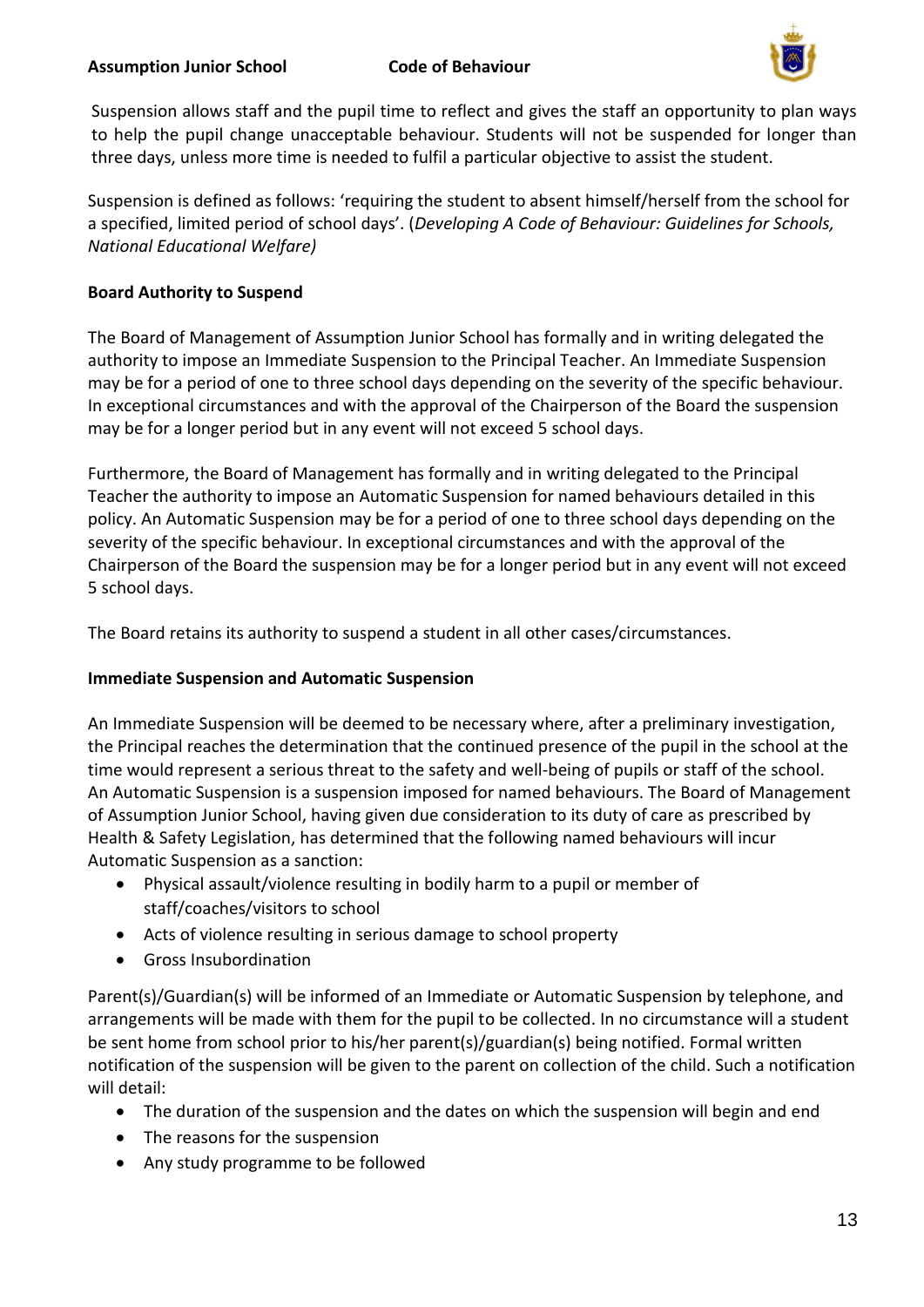Suspension allows staff and the pupil time to reflect and gives the staff an opportunity to plan ways to help the pupil change unacceptable behaviour. Students will not be suspended for longer than three days, unless more time is needed to fulfil a particular objective to assist the student.

Suspension is defined as follows: 'requiring the student to absent himself/herself from the school for a specified, limited period of school days'. (*Developing A Code of Behaviour: Guidelines for Schools, National Educational Welfare)*

**Board Authority to Suspend**

The Board of Management of Assumption Junior School has formally and in writing delegated the authority to impose an Immediate Suspension to the Principal Teacher. An Immediate Suspension may be for a period of one to three school days depending on the severity of the specific behaviour. In exceptional circumstances and with the approval of the Chairperson of the Board the suspension may be for a longer period but in any event will not exceed 5 school days.

Furthermore, the Board of Management has formally and in writing delegated to the Principal Teacher the authority to impose an Automatic Suspension for named behaviours detailed in this policy. An Automatic Suspension may be for a period of one to three school days depending on the severity of the specific behaviour. In exceptional circumstances and with the approval of the Chairperson of the Board the suspension may be for a longer period but in any event will not exceed 5 school days.

The Board retains its authority to suspend a student in all other cases/circumstances.

**Immediate Suspension and Automatic Suspension**

An Immediate Suspension will be deemed to be necessary where, after a preliminary investigation, the Principal reaches the determination that the continued presence of the pupil in the school at the time would represent a serious threat to the safety and well-being of pupils or staff of the school. An Automatic Suspension is a suspension imposed for named behaviours. The Board of Management of Assumption Junior School, having given due consideration to its duty of care as prescribed by Health & Safety Legislation, has determined that the following named behaviours will incur Automatic Suspension as a sanction:

- Physical assault/violence resulting in bodily harm to a pupil or member of staff/coaches/visitors to school
- Acts of violence resulting in serious damage to school property
- Gross Insubordination

Parent(s)/Guardian(s) will be informed of an Immediate or Automatic Suspension by telephone, and arrangements will be made with them for the pupil to be collected. In no circumstance will a student be sent home from school prior to his/her parent(s)/guardian(s) being notified. Formal written notification of the suspension will be given to the parent on collection of the child. Such a notification will detail:

- The duration of the suspension and the dates on which the suspension will begin and end
- The reasons for the suspension
- Any study programme to be followed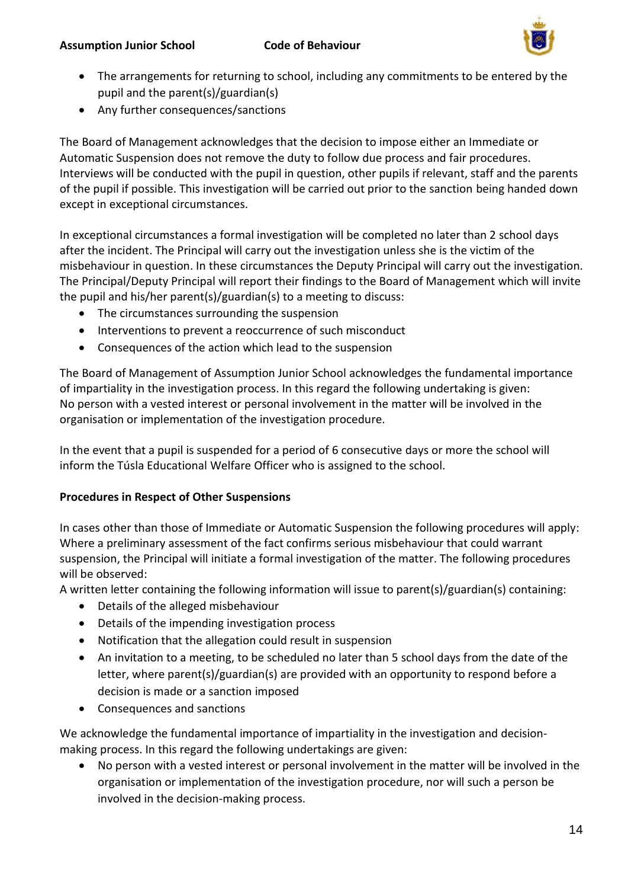- The arrangements for returning to school, including any commitments to be entered by the pupil and the parent(s)/guardian(s)
- Any further consequences/sanctions

The Board of Management acknowledges that the decision to impose either an Immediate or Automatic Suspension does not remove the duty to follow due process and fair procedures. Interviews will be conducted with the pupil in question, other pupils if relevant, staff and the parents of the pupil if possible. This investigation will be carried out prior to the sanction being handed down except in exceptional circumstances.

In exceptional circumstances a formal investigation will be completed no later than 2 school days after the incident. The Principal will carry out the investigation unless she is the victim of the misbehaviour in question. In these circumstances the Deputy Principal will carry out the investigation. The Principal/Deputy Principal will report their findings to the Board of Management which will invite the pupil and his/her parent(s)/guardian(s) to a meeting to discuss:

- The circumstances surrounding the suspension
- Interventions to prevent a reoccurrence of such misconduct
- Consequences of the action which lead to the suspension

The Board of Management of Assumption Junior School acknowledges the fundamental importance of impartiality in the investigation process. In this regard the following undertaking is given:
No person with a vested interest or personal involvement in the matter will be involved in the organisation or implementation of the investigation procedure.

In the event that a pupil is suspended for a period of 6 consecutive days or more the school will inform the Túsla Educational Welfare Officer who is assigned to the school.

**Procedures in Respect of Other Suspensions**

In cases other than those of Immediate or Automatic Suspension the following procedures will apply: Where a preliminary assessment of the fact confirms serious misbehaviour that could warrant suspension, the Principal will initiate a formal investigation of the matter. The following procedures will be observed:
A written letter containing the following information will issue to parent(s)/guardian(s) containing:

- Details of the alleged misbehaviour
- Details of the impending investigation process
- Notification that the allegation could result in suspension
- An invitation to a meeting, to be scheduled no later than 5 school days from the date of the letter, where parent(s)/guardian(s) are provided with an opportunity to respond before a decision is made or a sanction imposed
- Consequences and sanctions

We acknowledge the fundamental importance of impartiality in the investigation and decision-making process. In this regard the following undertakings are given:

- No person with a vested interest or personal involvement in the matter will be involved in the organisation or implementation of the investigation procedure, nor will such a person be involved in the decision-making process.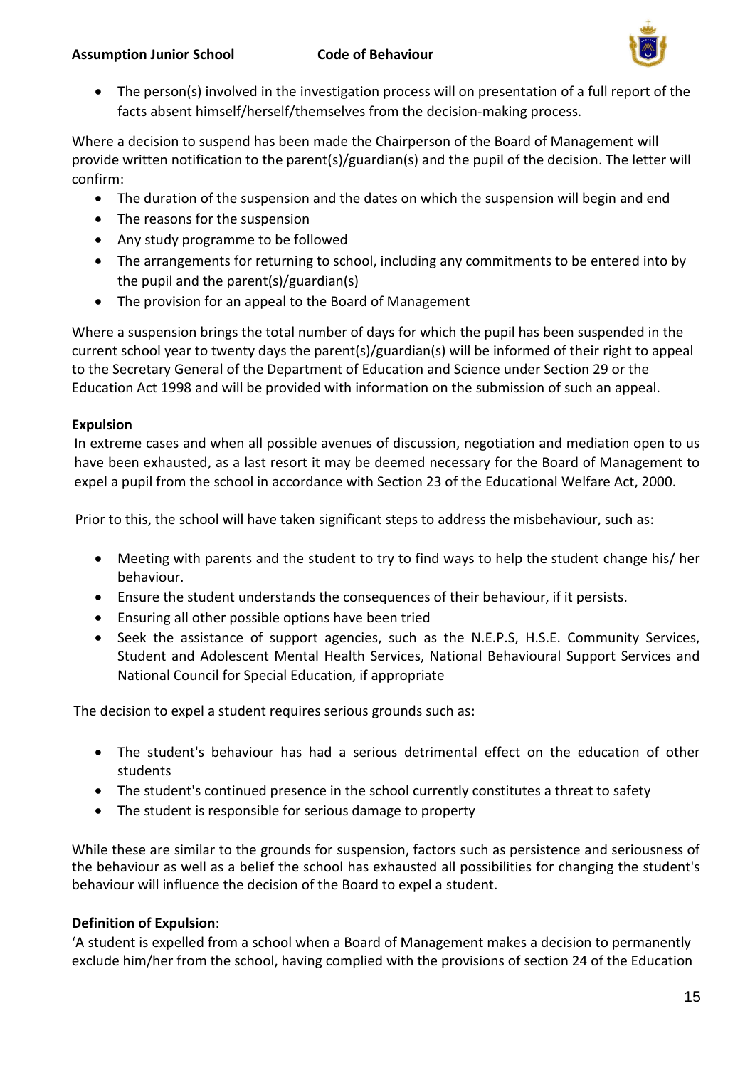- The person(s) involved in the investigation process will on presentation of a full report of the facts absent himself/herself/themselves from the decision-making process.

Where a decision to suspend has been made the Chairperson of the Board of Management will provide written notification to the parent(s)/guardian(s) and the pupil of the decision. The letter will confirm:

- The duration of the suspension and the dates on which the suspension will begin and end
- The reasons for the suspension
- Any study programme to be followed
- The arrangements for returning to school, including any commitments to be entered into by the pupil and the parent(s)/guardian(s)
- The provision for an appeal to the Board of Management

Where a suspension brings the total number of days for which the pupil has been suspended in the current school year to twenty days the parent(s)/guardian(s) will be informed of their right to appeal to the Secretary General of the Department of Education and Science under Section 29 or the Education Act 1998 and will be provided with information on the submission of such an appeal.

**Expulsion**

In extreme cases and when all possible avenues of discussion, negotiation and mediation open to us have been exhausted, as a last resort it may be deemed necessary for the Board of Management to expel a pupil from the school in accordance with Section 23 of the Educational Welfare Act, 2000.

Prior to this, the school will have taken significant steps to address the misbehaviour, such as:

- Meeting with parents and the student to try to find ways to help the student change his/ her behaviour.
- Ensure the student understands the consequences of their behaviour, if it persists.
- Ensuring all other possible options have been tried
- Seek the assistance of support agencies, such as the N.E.P.S, H.S.E. Community Services, Student and Adolescent Mental Health Services, National Behavioural Support Services and National Council for Special Education, if appropriate

The decision to expel a student requires serious grounds such as:

- The student's behaviour has had a serious detrimental effect on the education of other students
- The student's continued presence in the school currently constitutes a threat to safety
- The student is responsible for serious damage to property

While these are similar to the grounds for suspension, factors such as persistence and seriousness of the behaviour as well as a belief the school has exhausted all possibilities for changing the student's behaviour will influence the decision of the Board to expel a student.

**Definition of Expulsion**:

'A student is expelled from a school when a Board of Management makes a decision to permanently exclude him/her from the school, having complied with the provisions of section 24 of the Education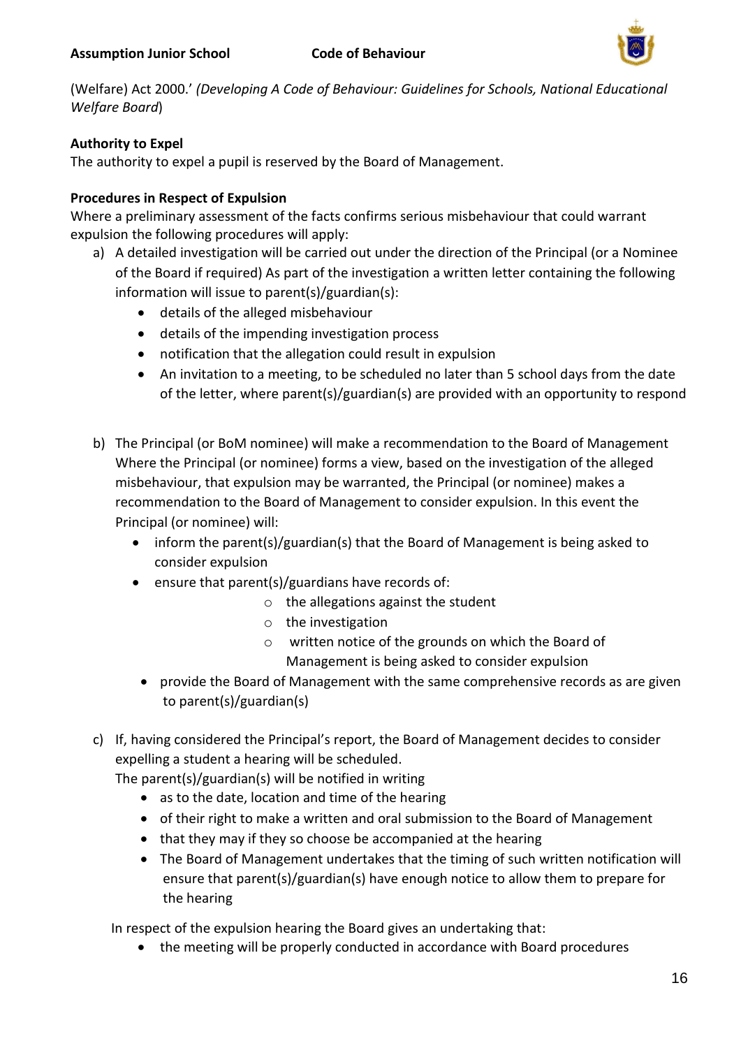(Welfare) Act 2000.' *(Developing A Code of Behaviour: Guidelines for Schools, National Educational Welfare Board*)

**Authority to Expel**

The authority to expel a pupil is reserved by the Board of Management.

**Procedures in Respect of Expulsion**

Where a preliminary assessment of the facts confirms serious misbehaviour that could warrant expulsion the following procedures will apply:

a) A detailed investigation will be carried out under the direction of the Principal (or a Nominee of the Board if required) As part of the investigation a written letter containing the following information will issue to parent(s)/guardian(s):
   - details of the alleged misbehaviour
   - details of the impending investigation process
   - notification that the allegation could result in expulsion
   - An invitation to a meeting, to be scheduled no later than 5 school days from the date of the letter, where parent(s)/guardian(s) are provided with an opportunity to respond

b) The Principal (or BoM nominee) will make a recommendation to the Board of Management Where the Principal (or nominee) forms a view, based on the investigation of the alleged misbehaviour, that expulsion may be warranted, the Principal (or nominee) makes a recommendation to the Board of Management to consider expulsion. In this event the Principal (or nominee) will:
   - inform the parent(s)/guardian(s) that the Board of Management is being asked to consider expulsion
   - ensure that parent(s)/guardians have records of:
     - the allegations against the student
     - the investigation
     - written notice of the grounds on which the Board of Management is being asked to consider expulsion
   - provide the Board of Management with the same comprehensive records as are given to parent(s)/guardian(s)

c) If, having considered the Principal's report, the Board of Management decides to consider expelling a student a hearing will be scheduled.
   The parent(s)/guardian(s) will be notified in writing
   - as to the date, location and time of the hearing
   - of their right to make a written and oral submission to the Board of Management
   - that they may if they so choose be accompanied at the hearing
   - The Board of Management undertakes that the timing of such written notification will ensure that parent(s)/guardian(s) have enough notice to allow them to prepare for the hearing

   In respect of the expulsion hearing the Board gives an undertaking that:
   - the meeting will be properly conducted in accordance with Board procedures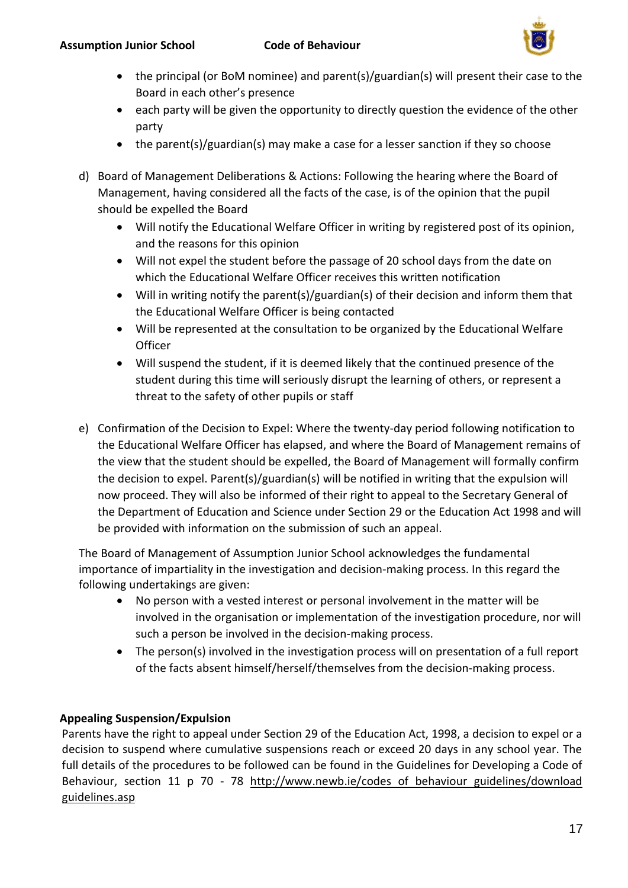- the principal (or BoM nominee) and parent(s)/guardian(s) will present their case to the Board in each other's presence
- each party will be given the opportunity to directly question the evidence of the other party
- the parent(s)/guardian(s) may make a case for a lesser sanction if they so choose

d) Board of Management Deliberations & Actions: Following the hearing where the Board of Management, having considered all the facts of the case, is of the opinion that the pupil should be expelled the Board

- Will notify the Educational Welfare Officer in writing by registered post of its opinion, and the reasons for this opinion
- Will not expel the student before the passage of 20 school days from the date on which the Educational Welfare Officer receives this written notification
- Will in writing notify the parent(s)/guardian(s) of their decision and inform them that the Educational Welfare Officer is being contacted
- Will be represented at the consultation to be organized by the Educational Welfare Officer
- Will suspend the student, if it is deemed likely that the continued presence of the student during this time will seriously disrupt the learning of others, or represent a threat to the safety of other pupils or staff

e) Confirmation of the Decision to Expel: Where the twenty-day period following notification to the Educational Welfare Officer has elapsed, and where the Board of Management remains of the view that the student should be expelled, the Board of Management will formally confirm the decision to expel. Parent(s)/guardian(s) will be notified in writing that the expulsion will now proceed. They will also be informed of their right to appeal to the Secretary General of the Department of Education and Science under Section 29 or the Education Act 1998 and will be provided with information on the submission of such an appeal.

The Board of Management of Assumption Junior School acknowledges the fundamental importance of impartiality in the investigation and decision-making process. In this regard the following undertakings are given:

- No person with a vested interest or personal involvement in the matter will be involved in the organisation or implementation of the investigation procedure, nor will such a person be involved in the decision-making process.
- The person(s) involved in the investigation process will on presentation of a full report of the facts absent himself/herself/themselves from the decision-making process.

**Appealing Suspension/Expulsion**

Parents have the right to appeal under Section 29 of the Education Act, 1998, a decision to expel or a decision to suspend where cumulative suspensions reach or exceed 20 days in any school year. The full details of the procedures to be followed can be found in the Guidelines for Developing a Code of Behaviour, section 11 p 70 - 78 http://www.newb.ie/codes_of_behaviour_guidelines/download guidelines.asp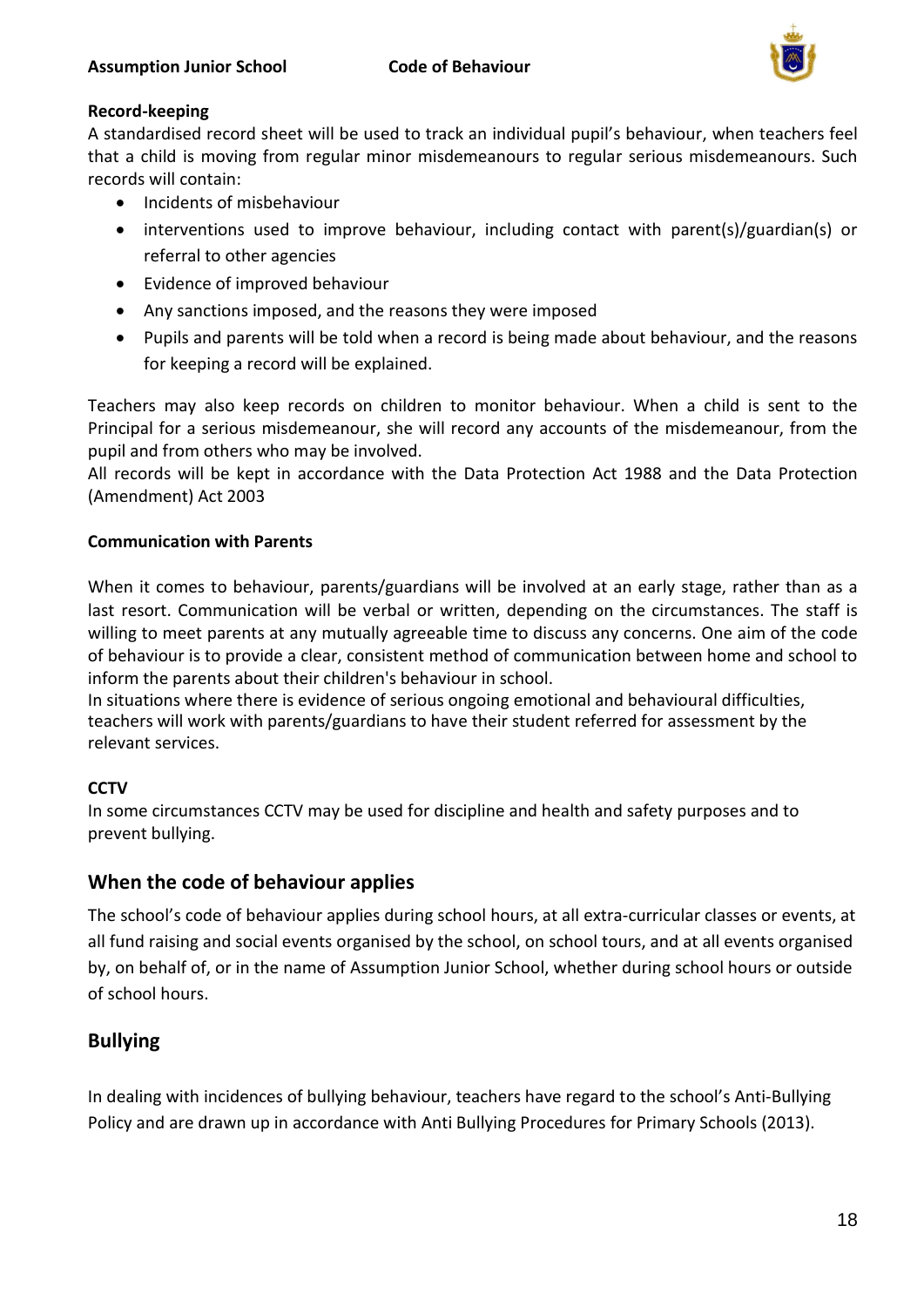**Record-keeping**

A standardised record sheet will be used to track an individual pupil's behaviour, when teachers feel that a child is moving from regular minor misdemeanours to regular serious misdemeanours. Such records will contain:

- Incidents of misbehaviour
- interventions used to improve behaviour, including contact with parent(s)/guardian(s) or referral to other agencies
- Evidence of improved behaviour
- Any sanctions imposed, and the reasons they were imposed
- Pupils and parents will be told when a record is being made about behaviour, and the reasons for keeping a record will be explained.

Teachers may also keep records on children to monitor behaviour. When a child is sent to the Principal for a serious misdemeanour, she will record any accounts of the misdemeanour, from the pupil and from others who may be involved.
All records will be kept in accordance with the Data Protection Act 1988 and the Data Protection (Amendment) Act 2003

**Communication with Parents**

When it comes to behaviour, parents/guardians will be involved at an early stage, rather than as a last resort. Communication will be verbal or written, depending on the circumstances. The staff is willing to meet parents at any mutually agreeable time to discuss any concerns. One aim of the code of behaviour is to provide a clear, consistent method of communication between home and school to inform the parents about their children's behaviour in school.
In situations where there is evidence of serious ongoing emotional and behavioural difficulties, teachers will work with parents/guardians to have their student referred for assessment by the relevant services.

**CCTV**

In some circumstances CCTV may be used for discipline and health and safety purposes and to prevent bullying.

## When the code of behaviour applies

The school's code of behaviour applies during school hours, at all extra-curricular classes or events, at all fund raising and social events organised by the school, on school tours, and at all events organised by, on behalf of, or in the name of Assumption Junior School, whether during school hours or outside of school hours.

## Bullying

In dealing with incidences of bullying behaviour, teachers have regard to the school's Anti-Bullying Policy and are drawn up in accordance with Anti Bullying Procedures for Primary Schools (2013).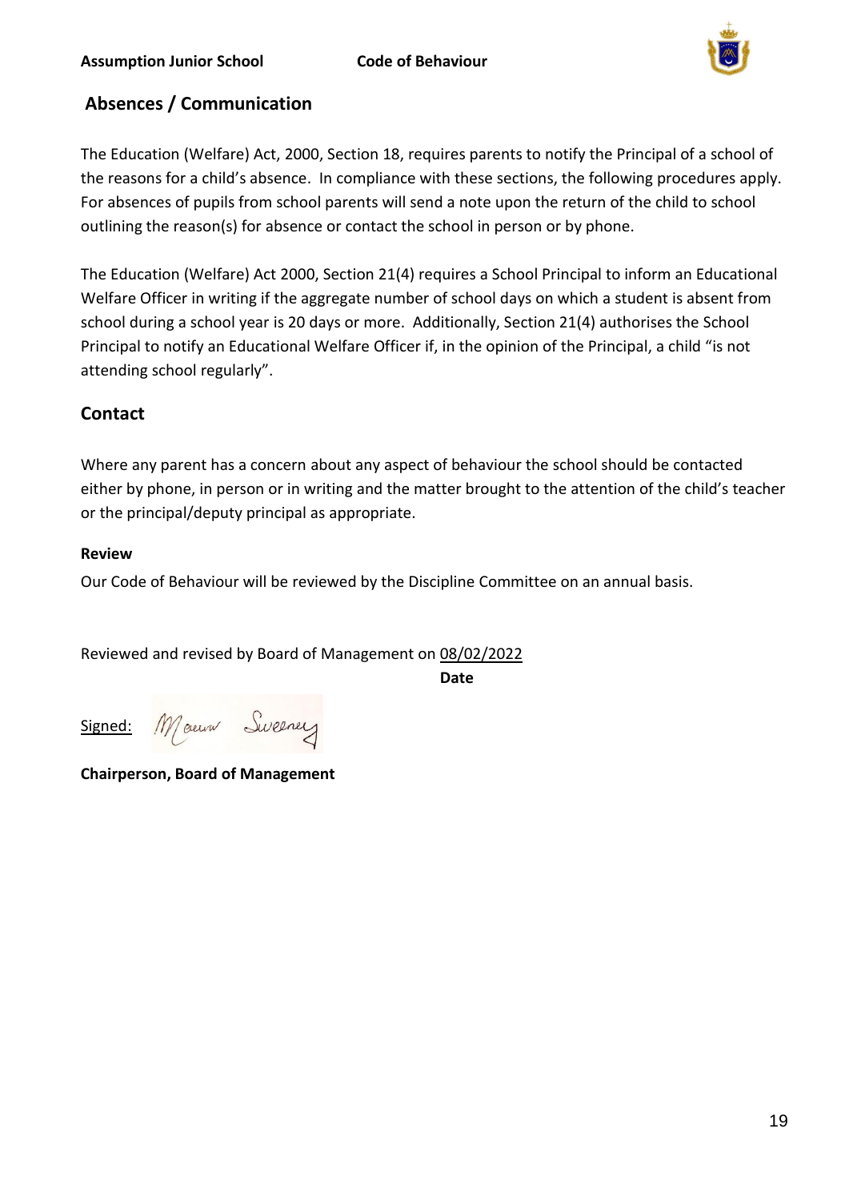## Absences / Communication

The Education (Welfare) Act, 2000, Section 18, requires parents to notify the Principal of a school of the reasons for a child's absence. In compliance with these sections, the following procedures apply. For absences of pupils from school parents will send a note upon the return of the child to school outlining the reason(s) for absence or contact the school in person or by phone.

The Education (Welfare) Act 2000, Section 21(4) requires a School Principal to inform an Educational Welfare Officer in writing if the aggregate number of school days on which a student is absent from school during a school year is 20 days or more. Additionally, Section 21(4) authorises the School Principal to notify an Educational Welfare Officer if, in the opinion of the Principal, a child "is not attending school regularly".

## Contact

Where any parent has a concern about any aspect of behaviour the school should be contacted either by phone, in person or in writing and the matter brought to the attention of the child's teacher or the principal/deputy principal as appropriate.

**Review**

Our Code of Behaviour will be reviewed by the Discipline Committee on an annual basis.

Reviewed and revised by Board of Management on 08/02/2022

**Date**

Signed: Maura Sweeney

**Chairperson, Board of Management**